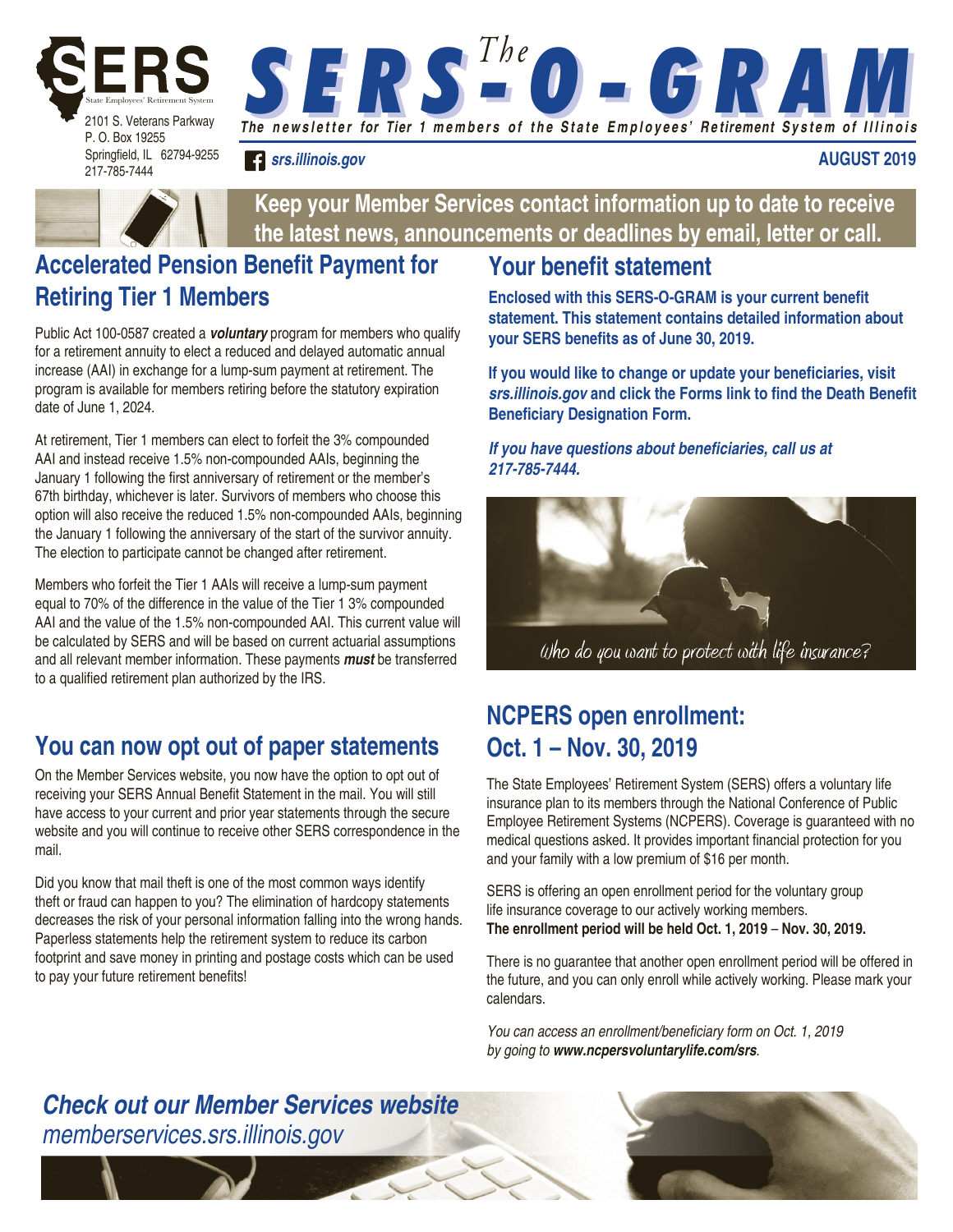SERS
State Employees' Retirement System

2101 S. Veterans Parkway
P. O. Box 19255
Springfield, IL 62794-9255
217-785-7444

# The SERS-O-GRAM

*The newsletter for Tier 1 members of the State Employees' Retirement System of Illinois*

*srs.illinois.gov*

**AUGUST 2019**

**Keep your Member Services contact information up to date to receive the latest news, announcements or deadlines by email, letter or call.**

## Accelerated Pension Benefit Payment for Retiring Tier 1 Members

Public Act 100-0587 created a ***voluntary*** program for members who qualify for a retirement annuity to elect a reduced and delayed automatic annual increase (AAI) in exchange for a lump-sum payment at retirement. The program is available for members retiring before the statutory expiration date of June 1, 2024.

At retirement, Tier 1 members can elect to forfeit the 3% compounded AAI and instead receive 1.5% non-compounded AAIs, beginning the January 1 following the first anniversary of retirement or the member's 67th birthday, whichever is later. Survivors of members who choose this option will also receive the reduced 1.5% non-compounded AAIs, beginning the January 1 following the anniversary of the start of the survivor annuity. The election to participate cannot be changed after retirement.

Members who forfeit the Tier 1 AAIs will receive a lump-sum payment equal to 70% of the difference in the value of the Tier 1 3% compounded AAI and the value of the 1.5% non-compounded AAI. This current value will be calculated by SERS and will be based on current actuarial assumptions and all relevant member information. These payments ***must*** be transferred to a qualified retirement plan authorized by the IRS.

## You can now opt out of paper statements

On the Member Services website, you now have the option to opt out of receiving your SERS Annual Benefit Statement in the mail. You will still have access to your current and prior year statements through the secure website and you will continue to receive other SERS correspondence in the mail.

Did you know that mail theft is one of the most common ways identify theft or fraud can happen to you? The elimination of hardcopy statements decreases the risk of your personal information falling into the wrong hands. Paperless statements help the retirement system to reduce its carbon footprint and save money in printing and postage costs which can be used to pay your future retirement benefits!

## Your benefit statement

**Enclosed with this SERS-O-GRAM is your current benefit statement. This statement contains detailed information about your SERS benefits as of June 30, 2019.**

**If you would like to change or update your beneficiaries, visit *srs.illinois.gov* and click the Forms link to find the Death Benefit Beneficiary Designation Form.**

***If you have questions about beneficiaries, call us at 217-785-7444.***

*Who do you want to protect with life insurance?*

## NCPERS open enrollment: Oct. 1 – Nov. 30, 2019

The State Employees' Retirement System (SERS) offers a voluntary life insurance plan to its members through the National Conference of Public Employee Retirement Systems (NCPERS). Coverage is guaranteed with no medical questions asked. It provides important financial protection for you and your family with a low premium of $16 per month.

SERS is offering an open enrollment period for the voluntary group life insurance coverage to our actively working members. **The enrollment period will be held Oct. 1, 2019 – Nov. 30, 2019.**

There is no guarantee that another open enrollment period will be offered in the future, and you can only enroll while actively working. Please mark your calendars.

*You can access an enrollment/beneficiary form on Oct. 1, 2019 by going to **www.ncpersvoluntarylife.com/srs**.*

***Check out our Member Services website***
*memberservices.srs.illinois.gov*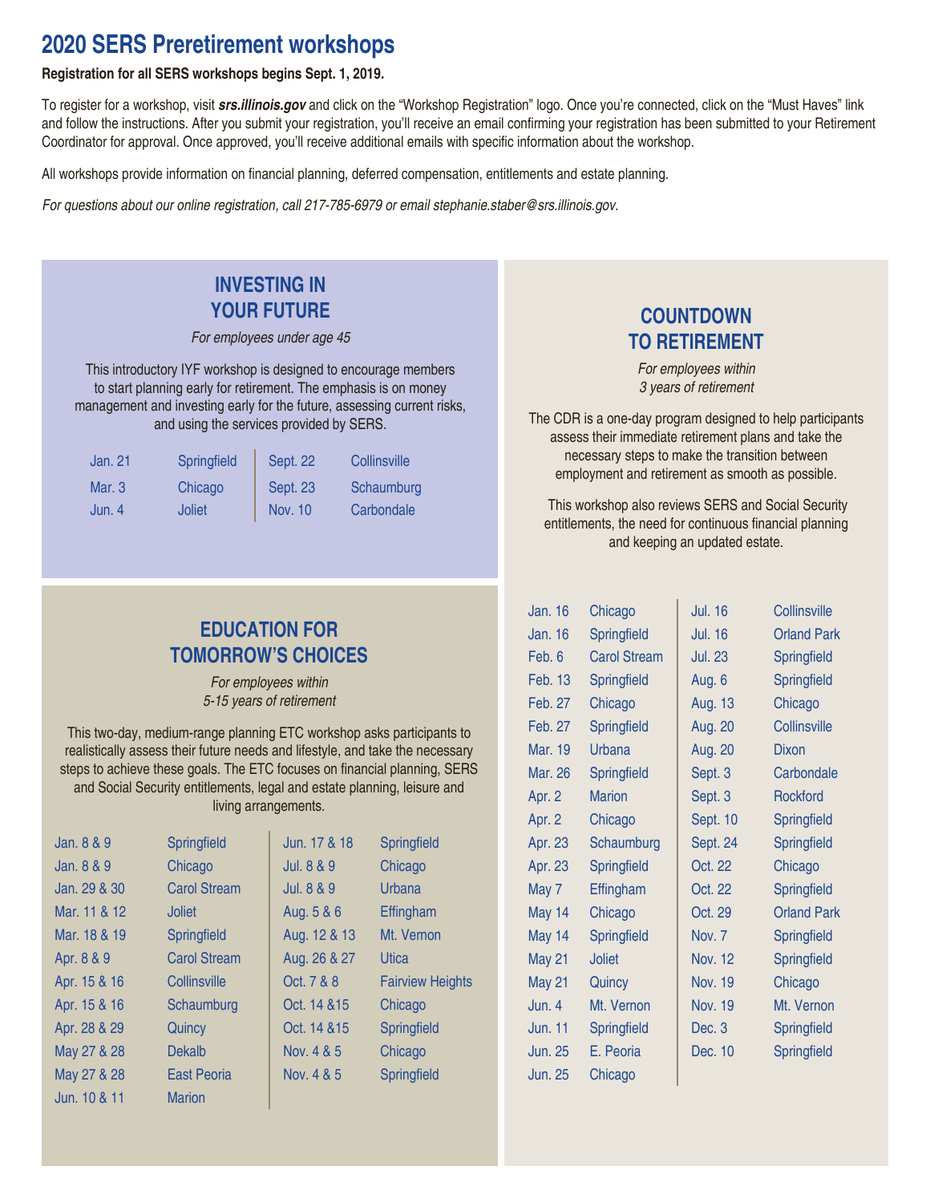# 2020 SERS Preretirement workshops

**Registration for all SERS workshops begins Sept. 1, 2019.**

To register for a workshop, visit ***srs.illinois.gov*** and click on the "Workshop Registration" logo. Once you're connected, click on the "Must Haves" link and follow the instructions. After you submit your registration, you'll receive an email confirming your registration has been submitted to your Retirement Coordinator for approval. Once approved, you'll receive additional emails with specific information about the workshop.

All workshops provide information on financial planning, deferred compensation, entitlements and estate planning.

*For questions about our online registration, call 217-785-6979 or email stephanie.staber@srs.illinois.gov.*

## INVESTING IN YOUR FUTURE

*For employees under age 45*

This introductory IYF workshop is designed to encourage members to start planning early for retirement. The emphasis is on money management and investing early for the future, assessing current risks, and using the services provided by SERS.

| Date | Location | Date | Location |
|---|---|---|---|
| Jan. 21 | Springfield | Sept. 22 | Collinsville |
| Mar. 3 | Chicago | Sept. 23 | Schaumburg |
| Jun. 4 | Joliet | Nov. 10 | Carbondale |

## EDUCATION FOR TOMORROW'S CHOICES

*For employees within 5-15 years of retirement*

This two-day, medium-range planning ETC workshop asks participants to realistically assess their future needs and lifestyle, and take the necessary steps to achieve these goals. The ETC focuses on financial planning, SERS and Social Security entitlements, legal and estate planning, leisure and living arrangements.

| Date | Location | Date | Location |
|---|---|---|---|
| Jan. 8 & 9 | Springfield | Jun. 17 & 18 | Springfield |
| Jan. 8 & 9 | Chicago | Jul. 8 & 9 | Chicago |
| Jan. 29 & 30 | Carol Stream | Jul. 8 & 9 | Urbana |
| Mar. 11 & 12 | Joliet | Aug. 5 & 6 | Effingham |
| Mar. 18 & 19 | Springfield | Aug. 12 & 13 | Mt. Vernon |
| Apr. 8 & 9 | Carol Stream | Aug. 26 & 27 | Utica |
| Apr. 15 & 16 | Collinsville | Oct. 7 & 8 | Fairview Heights |
| Apr. 15 & 16 | Schaumburg | Oct. 14 &15 | Chicago |
| Apr. 28 & 29 | Quincy | Oct. 14 &15 | Springfield |
| May 27 & 28 | Dekalb | Nov. 4 & 5 | Chicago |
| May 27 & 28 | East Peoria | Nov. 4 & 5 | Springfield |
| Jun. 10 & 11 | Marion | | |

## COUNTDOWN TO RETIREMENT

*For employees within 3 years of retirement*

The CDR is a one-day program designed to help participants assess their immediate retirement plans and take the necessary steps to make the transition between employment and retirement as smooth as possible.

This workshop also reviews SERS and Social Security entitlements, the need for continuous financial planning and keeping an updated estate.

| Date | Location | Date | Location |
|---|---|---|---|
| Jan. 16 | Chicago | Jul. 16 | Collinsville |
| Jan. 16 | Springfield | Jul. 16 | Orland Park |
| Feb. 6 | Carol Stream | Jul. 23 | Springfield |
| Feb. 13 | Springfield | Aug. 6 | Springfield |
| Feb. 27 | Chicago | Aug. 13 | Chicago |
| Feb. 27 | Springfield | Aug. 20 | Collinsville |
| Mar. 19 | Urbana | Aug. 20 | Dixon |
| Mar. 26 | Springfield | Sept. 3 | Carbondale |
| Apr. 2 | Marion | Sept. 3 | Rockford |
| Apr. 2 | Chicago | Sept. 10 | Springfield |
| Apr. 23 | Schaumburg | Sept. 24 | Springfield |
| Apr. 23 | Springfield | Oct. 22 | Chicago |
| May 7 | Effingham | Oct. 22 | Springfield |
| May 14 | Chicago | Oct. 29 | Orland Park |
| May 14 | Springfield | Nov. 7 | Springfield |
| May 21 | Joliet | Nov. 12 | Springfield |
| May 21 | Quincy | Nov. 19 | Chicago |
| Jun. 4 | Mt. Vernon | Nov. 19 | Mt. Vernon |
| Jun. 11 | Springfield | Dec. 3 | Springfield |
| Jun. 25 | E. Peoria | Dec. 10 | Springfield |
| Jun. 25 | Chicago | | |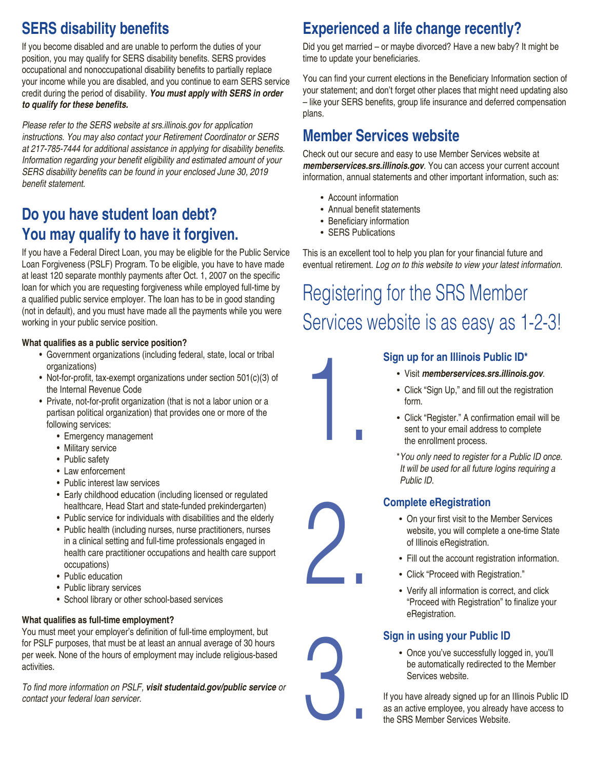## SERS disability benefits

If you become disabled and are unable to perform the duties of your position, you may qualify for SERS disability benefits. SERS provides occupational and nonoccupational disability benefits to partially replace your income while you are disabled, and you continue to earn SERS service credit during the period of disability. ***You must apply with SERS in order to qualify for these benefits.***

*Please refer to the SERS website at srs.illinois.gov for application instructions. You may also contact your Retirement Coordinator or SERS at 217-785-7444 for additional assistance in applying for disability benefits. Information regarding your benefit eligibility and estimated amount of your SERS disability benefits can be found in your enclosed June 30, 2019 benefit statement.*

## Do you have student loan debt? You may qualify to have it forgiven.

If you have a Federal Direct Loan, you may be eligible for the Public Service Loan Forgiveness (PSLF) Program. To be eligible, you have to have made at least 120 separate monthly payments after Oct. 1, 2007 on the specific loan for which you are requesting forgiveness while employed full-time by a qualified public service employer. The loan has to be in good standing (not in default), and you must have made all the payments while you were working in your public service position.

**What qualifies as a public service position?**

- Government organizations (including federal, state, local or tribal organizations)
- Not-for-profit, tax-exempt organizations under section 501(c)(3) of the Internal Revenue Code
- Private, not-for-profit organization (that is not a labor union or a partisan political organization) that provides one or more of the following services:
  - Emergency management
  - Military service
  - Public safety
  - Law enforcement
  - Public interest law services
  - Early childhood education (including licensed or regulated healthcare, Head Start and state-funded prekindergarten)
  - Public service for individuals with disabilities and the elderly
  - Public health (including nurses, nurse practitioners, nurses in a clinical setting and full-time professionals engaged in health care practitioner occupations and health care support occupations)
  - Public education
  - Public library services
  - School library or other school-based services

**What qualifies as full-time employment?**

You must meet your employer's definition of full-time employment, but for PSLF purposes, that must be at least an annual average of 30 hours per week. None of the hours of employment may include religious-based activities.

*To find more information on PSLF,* ***visit studentaid.gov/public service*** *or contact your federal loan servicer.*

## Experienced a life change recently?

Did you get married – or maybe divorced? Have a new baby? It might be time to update your beneficiaries.

You can find your current elections in the Beneficiary Information section of your statement; and don't forget other places that might need updating also – like your SERS benefits, group life insurance and deferred compensation plans.

## Member Services website

Check out our secure and easy to use Member Services website at ***memberservices.srs.illinois.gov***. You can access your current account information, annual statements and other important information, such as:

- Account information
- Annual benefit statements
- Beneficiary information
- SERS Publications

This is an excellent tool to help you plan for your financial future and eventual retirement. *Log on to this website to view your latest information.*

# Registering for the SRS Member Services website is as easy as 1-2-3!

### 1. Sign up for an Illinois Public ID*

- Visit ***memberservices.srs.illinois.gov***.
- Click "Sign Up," and fill out the registration form.
- Click "Register." A confirmation email will be sent to your email address to complete the enrollment process.

*\*You only need to register for a Public ID once. It will be used for all future logins requiring a Public ID.*

### 2. Complete eRegistration

- On your first visit to the Member Services website, you will complete a one-time State of Illinois eRegistration.
- Fill out the account registration information.
- Click "Proceed with Registration."
- Verify all information is correct, and click "Proceed with Registration" to finalize your eRegistration.

### 3. Sign in using your Public ID

- Once you've successfully logged in, you'll be automatically redirected to the Member Services website.

If you have already signed up for an Illinois Public ID as an active employee, you already have access to the SRS Member Services Website.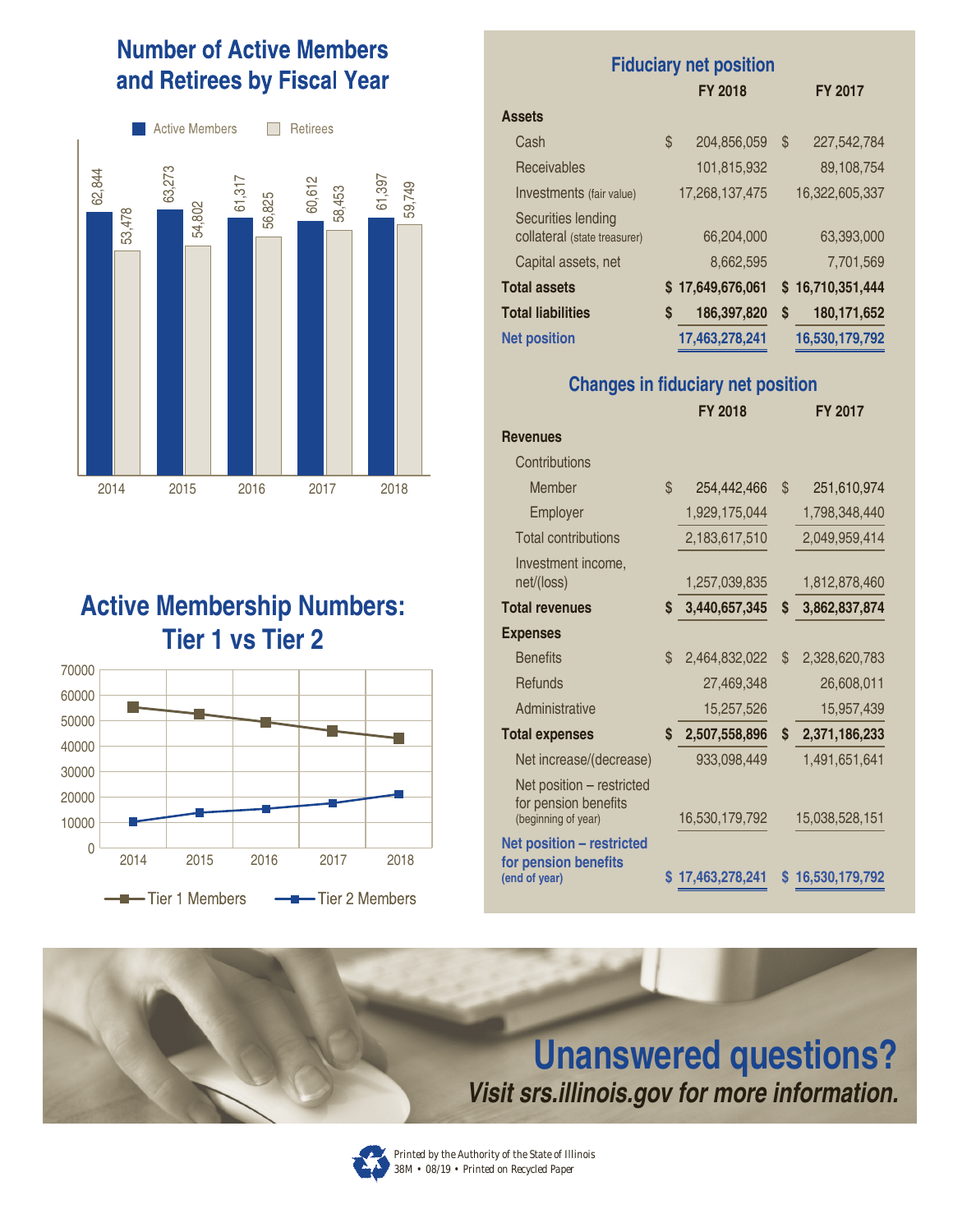## Number of Active Members and Retirees by Fiscal Year

Active Members
Retirees

62,844
53,478
63,273
54,802
61,317
56,825
60,612
58,453
61,397
59,749

2014
2015
2016
2017
2018

## Active Membership Numbers: Tier 1 vs Tier 2

70000
60000
50000
40000
30000
20000
10000
0

2014
2015
2016
2017
2018

Tier 1 Members
Tier 2 Members

## Fiduciary net position

| | FY 2018 | FY 2017 |
|---|---|---|
| **Assets** | | |
| Cash | $ 204,856,059 | $ 227,542,784 |
| Receivables | 101,815,932 | 89,108,754 |
| Investments (fair value) | 17,268,137,475 | 16,322,605,337 |
| Securities lending collateral (state treasurer) | 66,204,000 | 63,393,000 |
| Capital assets, net | 8,662,595 | 7,701,569 |
| **Total assets** | **$ 17,649,676,061** | **$ 16,710,351,444** |
| **Total liabilities** | **$ 186,397,820** | **$ 180,171,652** |
| **Net position** | **17,463,278,241** | **16,530,179,792** |

## Changes in fiduciary net position

| | FY 2018 | FY 2017 |
|---|---|---|
| **Revenues** | | |
| Contributions | | |
| Member | $ 254,442,466 | $ 251,610,974 |
| Employer | 1,929,175,044 | 1,798,348,440 |
| Total contributions | 2,183,617,510 | 2,049,959,414 |
| Investment income, net/(loss) | 1,257,039,835 | 1,812,878,460 |
| **Total revenues** | **$ 3,440,657,345** | **$ 3,862,837,874** |
| **Expenses** | | |
| Benefits | $ 2,464,832,022 | $ 2,328,620,783 |
| Refunds | 27,469,348 | 26,608,011 |
| Administrative | 15,257,526 | 15,957,439 |
| **Total expenses** | **$ 2,507,558,896** | **$ 2,371,186,233** |
| Net increase/(decrease) | 933,098,449 | 1,491,651,641 |
| Net position – restricted for pension benefits (beginning of year) | 16,530,179,792 | 15,038,528,151 |
| **Net position – restricted for pension benefits (end of year)** | **$ 17,463,278,241** | **$ 16,530,179,792** |

# Unanswered questions?

***Visit srs.illinois.gov for more information.***

*Printed by the Authority of the State of Illinois*
*38M • 08/19 • Printed on Recycled Paper*